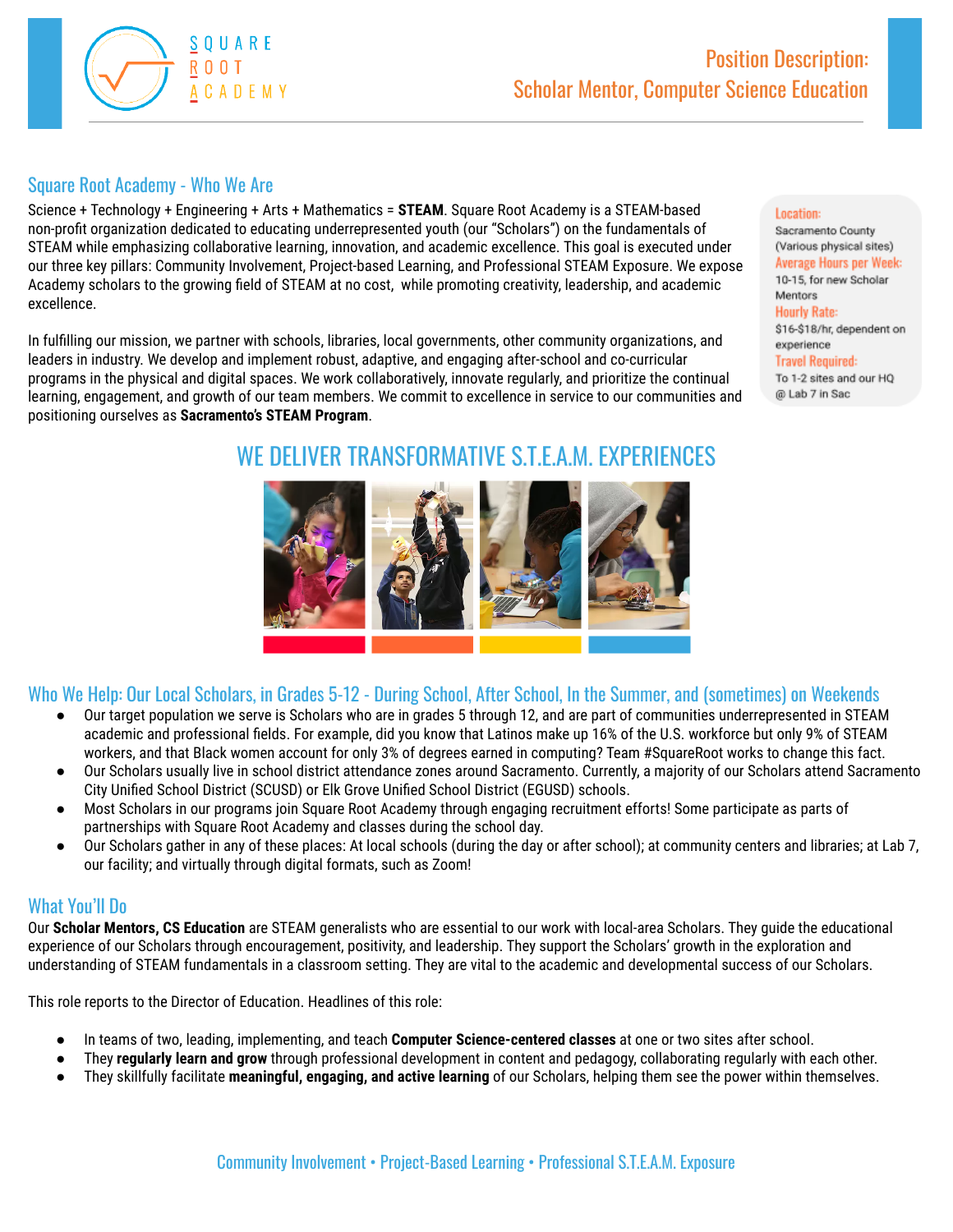# Position Description: Scholar Mentor, Computer Science Education

## Square Root Academy - Who We Are

Science + Technology + Engineering + Arts + Mathematics = **STEAM**. Square Root Academy is a STEAM-based non-profit organization dedicated to educating underrepresented youth (our "Scholars") on the fundamentals of STEAM while emphasizing collaborative learning, innovation, and academic excellence. This goal is executed under our three key pillars: Community Involvement, Project-based Learning, and Professional STEAM Exposure. We expose Academy scholars to the growing field of STEAM at no cost, while promoting creativity, leadership, and academic excellence.

In fulfilling our mission, we partner with schools, libraries, local governments, other community organizations, and leaders in industry. We develop and implement robust, adaptive, and engaging after-school and co-curricular programs in the physical and digital spaces. We work collaboratively, innovate regularly, and prioritize the continual learning, engagement, and growth of our team members. We commit to excellence in service to our communities and positioning ourselves as **Sacramento's STEAM Program**.

**Location:** Sacramento County (Various physical sites)
**Average Hours per Week:** 10-15, for new Scholar Mentors
**Hourly Rate:** $16-$18/hr, dependent on experience
**Travel Required:** To 1-2 sites and our HQ @ Lab 7 in Sac

## WE DELIVER TRANSFORMATIVE S.T.E.A.M. EXPERIENCES

## Who We Help: Our Local Scholars, in Grades 5-12 - During School, After School, In the Summer, and (sometimes) on Weekends

- Our target population we serve is Scholars who are in grades 5 through 12, and are part of communities underrepresented in STEAM academic and professional fields. For example, did you know that Latinos make up 16% of the U.S. workforce but only 9% of STEAM workers, and that Black women account for only 3% of degrees earned in computing? Team #SquareRoot works to change this fact.
- Our Scholars usually live in school district attendance zones around Sacramento. Currently, a majority of our Scholars attend Sacramento City Unified School District (SCUSD) or Elk Grove Unified School District (EGUSD) schools.
- Most Scholars in our programs join Square Root Academy through engaging recruitment efforts! Some participate as parts of partnerships with Square Root Academy and classes during the school day.
- Our Scholars gather in any of these places: At local schools (during the day or after school); at community centers and libraries; at Lab 7, our facility; and virtually through digital formats, such as Zoom!

## What You'll Do

Our **Scholar Mentors, CS Education** are STEAM generalists who are essential to our work with local-area Scholars. They guide the educational experience of our Scholars through encouragement, positivity, and leadership. They support the Scholars' growth in the exploration and understanding of STEAM fundamentals in a classroom setting. They are vital to the academic and developmental success of our Scholars.

This role reports to the Director of Education. Headlines of this role:

- In teams of two, leading, implementing, and teach **Computer Science-centered classes** at one or two sites after school.
- They **regularly learn and grow** through professional development in content and pedagogy, collaborating regularly with each other.
- They skillfully facilitate **meaningful, engaging, and active learning** of our Scholars, helping them see the power within themselves.

Community Involvement • Project-Based Learning • Professional S.T.E.A.M. Exposure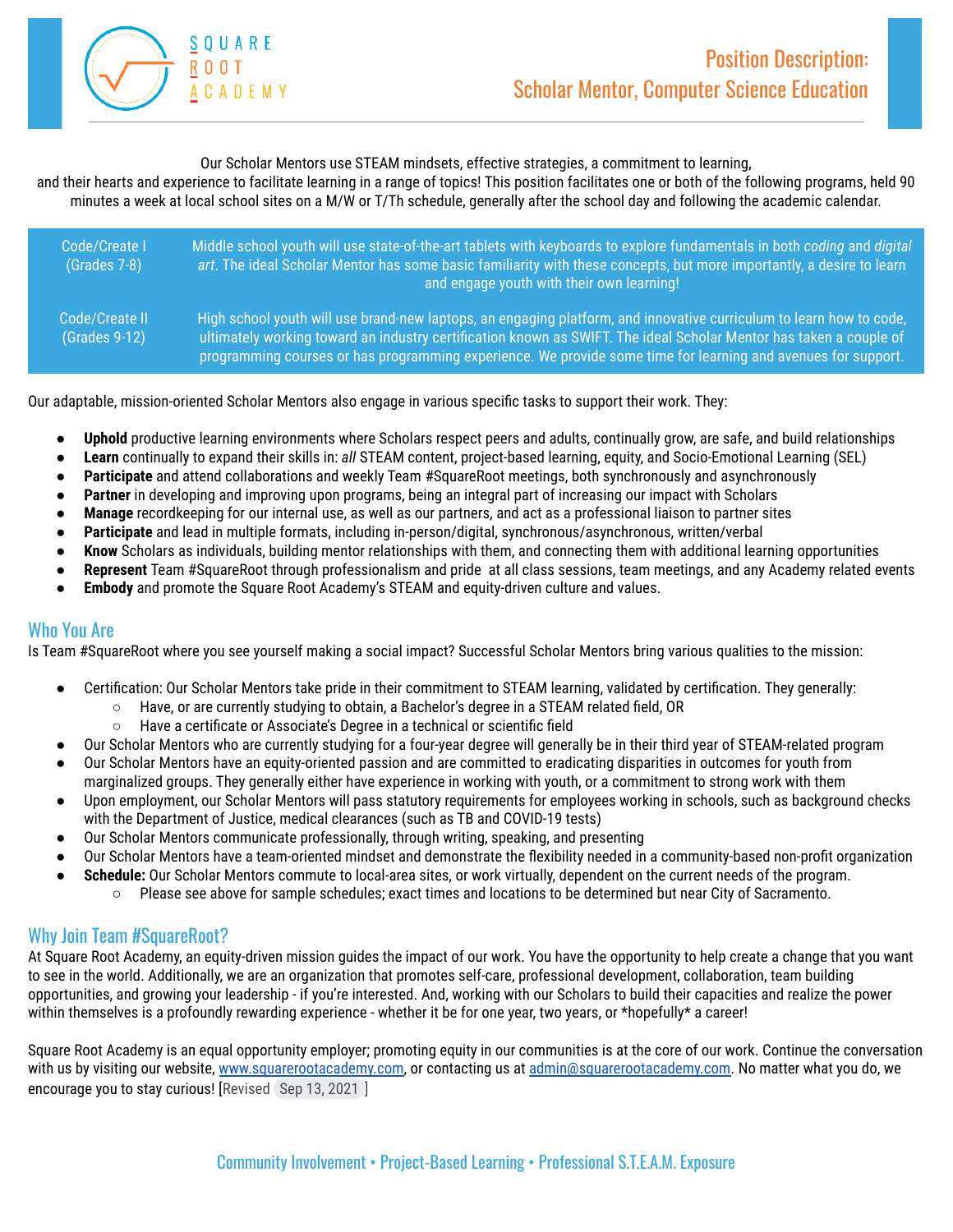# Position Description: Scholar Mentor, Computer Science Education

Our Scholar Mentors use STEAM mindsets, effective strategies, a commitment to learning, and their hearts and experience to facilitate learning in a range of topics! This position facilitates one or both of the following programs, held 90 minutes a week at local school sites on a M/W or T/Th schedule, generally after the school day and following the academic calendar.

| | |
|---|---|
| Code/Create I (Grades 7-8) | Middle school youth will use state-of-the-art tablets with keyboards to explore fundamentals in both *coding* and *digital art*. The ideal Scholar Mentor has some basic familiarity with these concepts, but more importantly, a desire to learn and engage youth with their own learning! |
| Code/Create II (Grades 9-12) | High school youth will use brand-new laptops, an engaging platform, and innovative curriculum to learn how to code, ultimately working toward an industry certification known as SWIFT. The ideal Scholar Mentor has taken a couple of programming courses or has programming experience. We provide some time for learning and avenues for support. |

Our adaptable, mission-oriented Scholar Mentors also engage in various specific tasks to support their work. They:

- **Uphold** productive learning environments where Scholars respect peers and adults, continually grow, are safe, and build relationships
- **Learn** continually to expand their skills in: *all* STEAM content, project-based learning, equity, and Socio-Emotional Learning (SEL)
- **Participate** and attend collaborations and weekly Team #SquareRoot meetings, both synchronously and asynchronously
- **Partner** in developing and improving upon programs, being an integral part of increasing our impact with Scholars
- **Manage** recordkeeping for our internal use, as well as our partners, and act as a professional liaison to partner sites
- **Participate** and lead in multiple formats, including in-person/digital, synchronous/asynchronous, written/verbal
- **Know** Scholars as individuals, building mentor relationships with them, and connecting them with additional learning opportunities
- **Represent** Team #SquareRoot through professionalism and pride at all class sessions, team meetings, and any Academy related events
- **Embody** and promote the Square Root Academy's STEAM and equity-driven culture and values.

## Who You Are

Is Team #SquareRoot where you see yourself making a social impact? Successful Scholar Mentors bring various qualities to the mission:

- Certification: Our Scholar Mentors take pride in their commitment to STEAM learning, validated by certification. They generally:
  - Have, or are currently studying to obtain, a Bachelor's degree in a STEAM related field, OR
  - Have a certificate or Associate's Degree in a technical or scientific field
- Our Scholar Mentors who are currently studying for a four-year degree will generally be in their third year of STEAM-related program
- Our Scholar Mentors have an equity-oriented passion and are committed to eradicating disparities in outcomes for youth from marginalized groups. They generally either have experience in working with youth, or a commitment to strong work with them
- Upon employment, our Scholar Mentors will pass statutory requirements for employees working in schools, such as background checks with the Department of Justice, medical clearances (such as TB and COVID-19 tests)
- Our Scholar Mentors communicate professionally, through writing, speaking, and presenting
- Our Scholar Mentors have a team-oriented mindset and demonstrate the flexibility needed in a community-based non-profit organization
- **Schedule:** Our Scholar Mentors commute to local-area sites, or work virtually, dependent on the current needs of the program.
  - Please see above for sample schedules; exact times and locations to be determined but near City of Sacramento.

## Why Join Team #SquareRoot?

At Square Root Academy, an equity-driven mission guides the impact of our work. You have the opportunity to help create a change that you want to see in the world. Additionally, we are an organization that promotes self-care, professional development, collaboration, team building opportunities, and growing your leadership - if you're interested. And, working with our Scholars to build their capacities and realize the power within themselves is a profoundly rewarding experience - whether it be for one year, two years, or *hopefully* a career!

Square Root Academy is an equal opportunity employer; promoting equity in our communities is at the core of our work. Continue the conversation with us by visiting our website, www.squarerootacademy.com, or contacting us at admin@squarerootacademy.com. No matter what you do, we encourage you to stay curious! [Revised Sep 13, 2021 ]

Community Involvement • Project-Based Learning • Professional S.T.E.A.M. Exposure